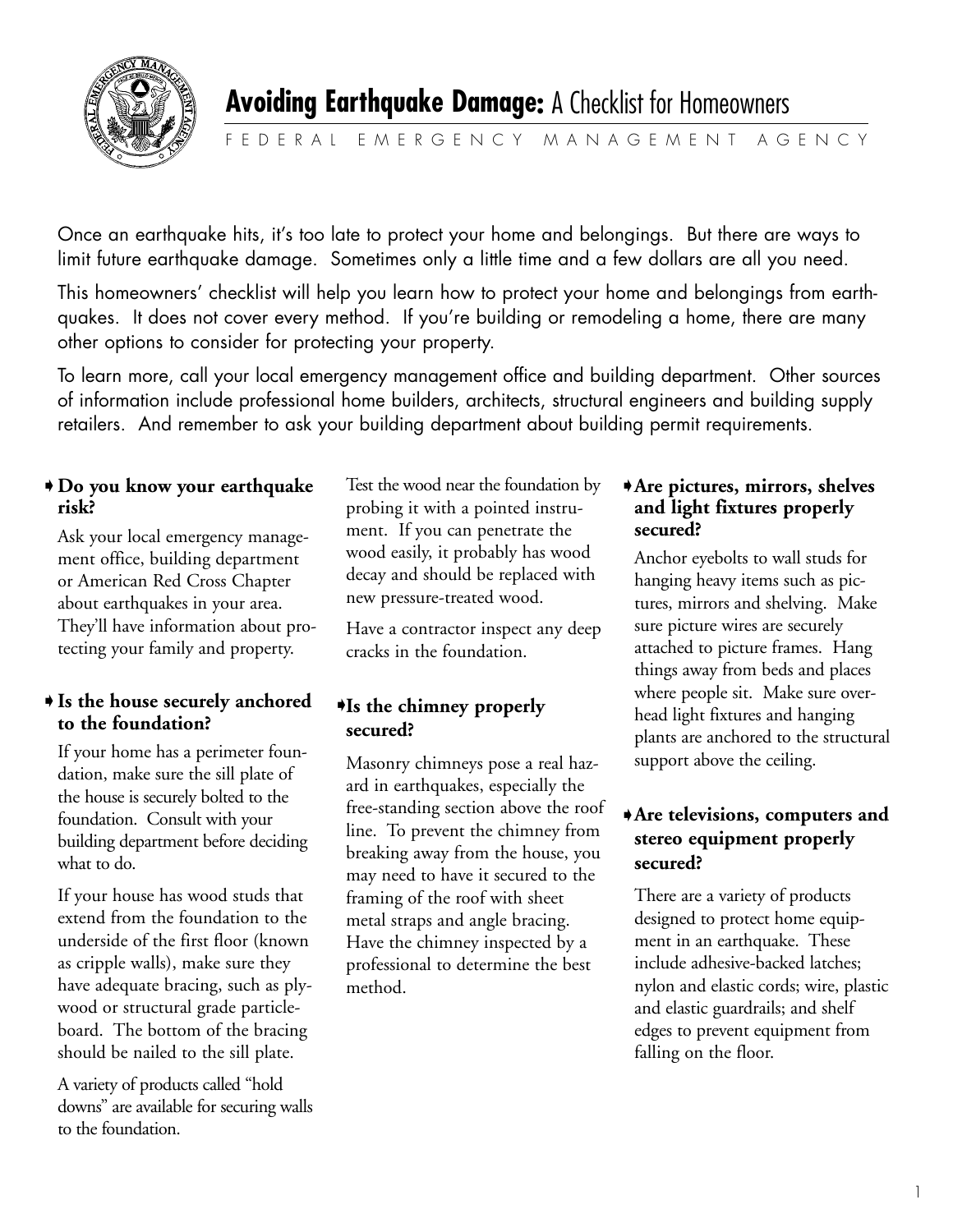# **Avoiding Earthquake Damage:** A Checklist for Homeowners

FEDERAL EMERGENCY MANAGEMENT AGENCY

Once an earthquake hits, it's too late to protect your home and belongings. But there are ways to limit future earthquake damage. Sometimes only a little time and a few dollars are all you need.

This homeowners' checklist will help you learn how to protect your home and belongings from earthquakes. It does not cover every method. If you're building or remodeling a home, there are many other options to consider for protecting your property.

To learn more, call your local emergency management office and building department. Other sources of information include professional home builders, architects, structural engineers and building supply retailers. And remember to ask your building department about building permit requirements.

### Do you know your earthquake risk?

Ask your local emergency management office, building department or American Red Cross Chapter about earthquakes in your area. They'll have information about protecting your family and property.

### Is the house securely anchored to the foundation?

If your home has a perimeter foundation, make sure the sill plate of the house is securely bolted to the foundation. Consult with your building department before deciding what to do.

If your house has wood studs that extend from the foundation to the underside of the first floor (known as cripple walls), make sure they have adequate bracing, such as plywood or structural grade particleboard. The bottom of the bracing should be nailed to the sill plate.

A variety of products called "hold downs" are available for securing walls to the foundation.

Test the wood near the foundation by probing it with a pointed instrument. If you can penetrate the wood easily, it probably has wood decay and should be replaced with new pressure-treated wood.

Have a contractor inspect any deep cracks in the foundation.

### Is the chimney properly secured?

Masonry chimneys pose a real hazard in earthquakes, especially the free-standing section above the roof line. To prevent the chimney from breaking away from the house, you may need to have it secured to the framing of the roof with sheet metal straps and angle bracing. Have the chimney inspected by a professional to determine the best method.

### Are pictures, mirrors, shelves and light fixtures properly secured?

Anchor eyebolts to wall studs for hanging heavy items such as pictures, mirrors and shelving. Make sure picture wires are securely attached to picture frames. Hang things away from beds and places where people sit. Make sure overhead light fixtures and hanging plants are anchored to the structural support above the ceiling.

### Are televisions, computers and stereo equipment properly secured?

There are a variety of products designed to protect home equipment in an earthquake. These include adhesive-backed latches; nylon and elastic cords; wire, plastic and elastic guardrails; and shelf edges to prevent equipment from falling on the floor.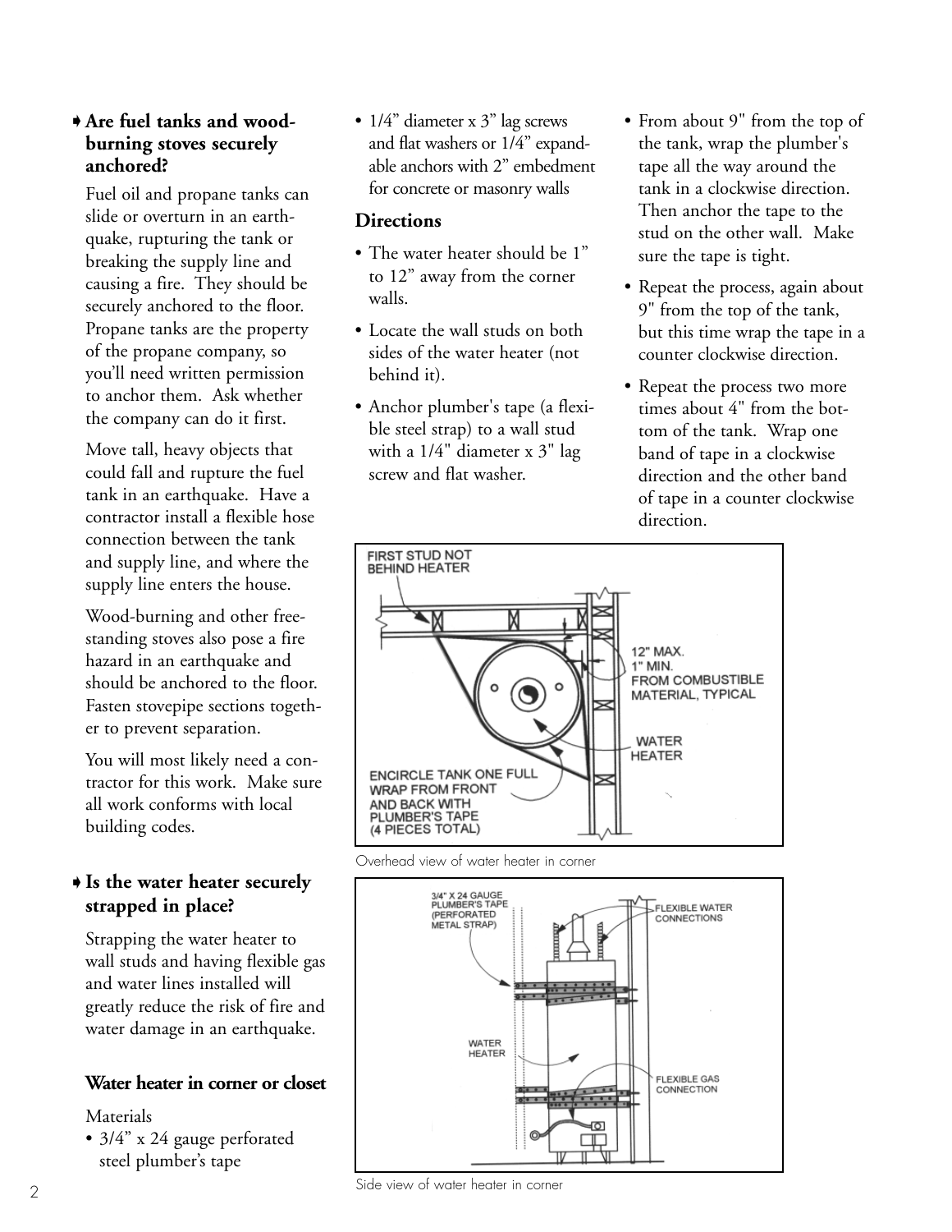### Are fuel tanks and wood-burning stoves securely anchored?

Fuel oil and propane tanks can slide or overturn in an earthquake, rupturing the tank or breaking the supply line and causing a fire. They should be securely anchored to the floor. Propane tanks are the property of the propane company, so you'll need written permission to anchor them. Ask whether the company can do it first.

Move tall, heavy objects that could fall and rupture the fuel tank in an earthquake. Have a contractor install a flexible hose connection between the tank and supply line, and where the supply line enters the house.

Wood-burning and other free-standing stoves also pose a fire hazard in an earthquake and should be anchored to the floor. Fasten stovepipe sections together to prevent separation.

You will most likely need a contractor for this work. Make sure all work conforms with local building codes.

### Is the water heater securely strapped in place?

Strapping the water heater to wall studs and having flexible gas and water lines installed will greatly reduce the risk of fire and water damage in an earthquake.

#### Water heater in corner or closet

Materials

- 3/4" x 24 gauge perforated steel plumber's tape
- 1/4" diameter x 3" lag screws and flat washers or 1/4" expandable anchors with 2" embedment for concrete or masonry walls

#### Directions

- The water heater should be 1" to 12" away from the corner walls.
- Locate the wall studs on both sides of the water heater (not behind it).
- Anchor plumber's tape (a flexible steel strap) to a wall stud with a 1/4" diameter x 3" lag screw and flat washer.
- From about 9" from the top of the tank, wrap the plumber's tape all the way around the tank in a clockwise direction. Then anchor the tape to the stud on the other wall. Make sure the tape is tight.
- Repeat the process, again about 9" from the top of the tank, but this time wrap the tape in a counter clockwise direction.
- Repeat the process two more times about 4" from the bottom of the tank. Wrap one band of tape in a clockwise direction and the other band of tape in a counter clockwise direction.

FIRST STUD NOT BEHIND HEATER

12" MAX. 1" MIN. FROM COMBUSTIBLE MATERIAL, TYPICAL

WATER HEATER

ENCIRCLE TANK ONE FULL WRAP FROM FRONT AND BACK WITH PLUMBER'S TAPE (4 PIECES TOTAL)

Overhead view of water heater in corner

3/4" X 24 GAUGE PLUMBER'S TAPE (PERFORATED METAL STRAP)

FLEXIBLE WATER CONNECTIONS

WATER HEATER

FLEXIBLE GAS CONNECTION

Side view of water heater in corner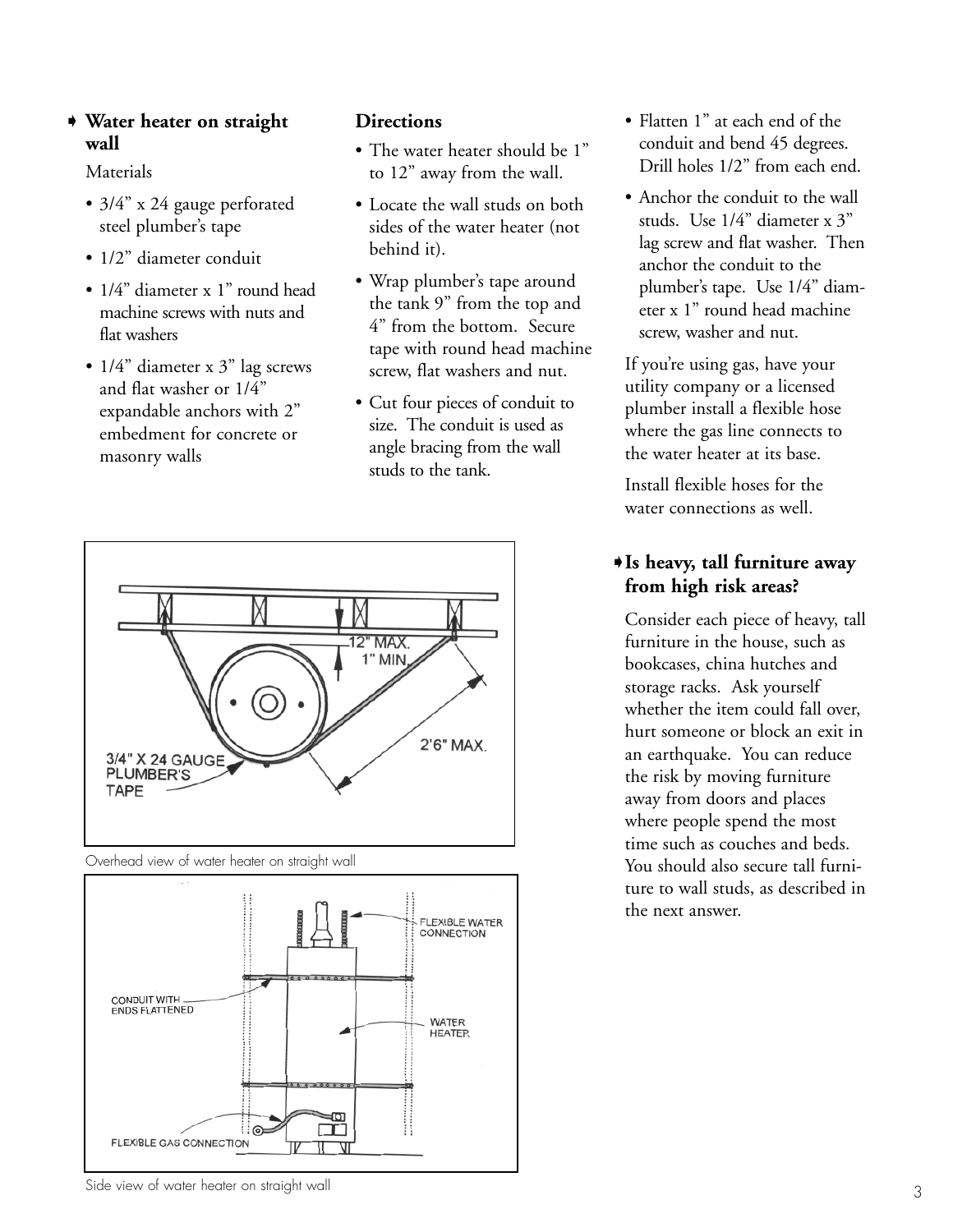## Water heater on straight wall

Materials

- 3/4” x 24 gauge perforated steel plumber’s tape
- 1/2” diameter conduit
- 1/4” diameter x 1” round head machine screws with nuts and flat washers
- 1/4” diameter x 3” lag screws and flat washer or 1/4” expandable anchors with 2” embedment for concrete or masonry walls

### Directions

- The water heater should be 1” to 12” away from the wall.
- Locate the wall studs on both sides of the water heater (not behind it).
- Wrap plumber’s tape around the tank 9” from the top and 4” from the bottom. Secure tape with round head machine screw, flat washers and nut.
- Cut four pieces of conduit to size. The conduit is used as angle bracing from the wall studs to the tank.
- Flatten 1” at each end of the conduit and bend 45 degrees. Drill holes 1/2” from each end.
- Anchor the conduit to the wall studs. Use 1/4” diameter x 3” lag screw and flat washer. Then anchor the conduit to the plumber’s tape. Use 1/4” diameter x 1” round head machine screw, washer and nut.

If you’re using gas, have your utility company or a licensed plumber install a flexible hose where the gas line connects to the water heater at its base.

Install flexible hoses for the water connections as well.

Overhead view of water heater on straight wall

Side view of water heater on straight wall

## Is heavy, tall furniture away from high risk areas?

Consider each piece of heavy, tall furniture in the house, such as bookcases, china hutches and storage racks. Ask yourself whether the item could fall over, hurt someone or block an exit in an earthquake. You can reduce the risk by moving furniture away from doors and places where people spend the most time such as couches and beds. You should also secure tall furniture to wall studs, as described in the next answer.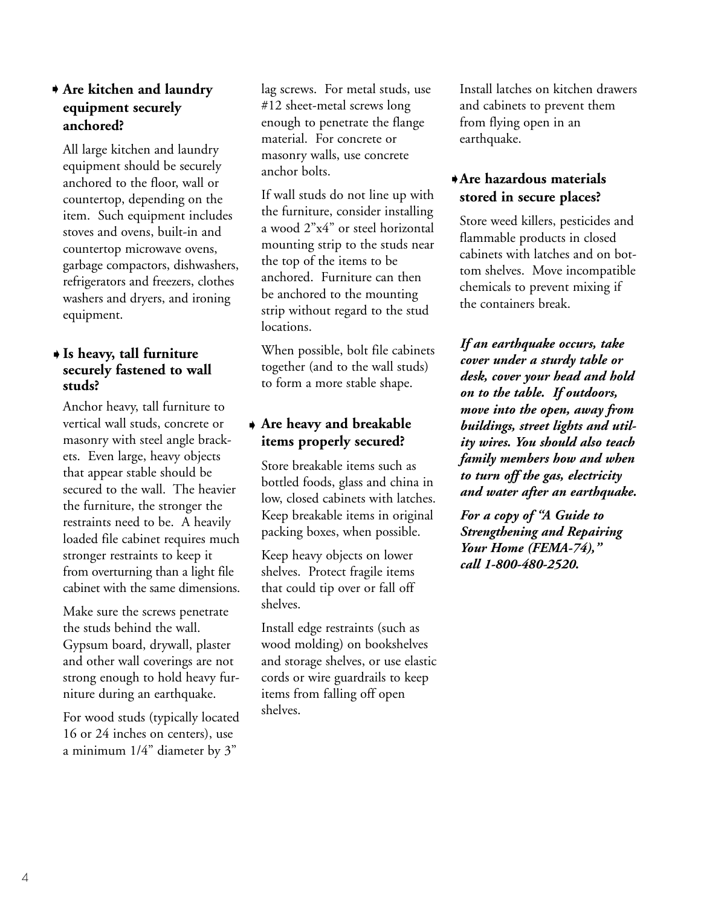### ➧ Are kitchen and laundry equipment securely anchored?

All large kitchen and laundry equipment should be securely anchored to the floor, wall or countertop, depending on the item. Such equipment includes stoves and ovens, built-in and countertop microwave ovens, garbage compactors, dishwashers, refrigerators and freezers, clothes washers and dryers, and ironing equipment.

### ➧ Is heavy, tall furniture securely fastened to wall studs?

Anchor heavy, tall furniture to vertical wall studs, concrete or masonry with steel angle brackets. Even large, heavy objects that appear stable should be secured to the wall. The heavier the furniture, the stronger the restraints need to be. A heavily loaded file cabinet requires much stronger restraints to keep it from overturning than a light file cabinet with the same dimensions.

Make sure the screws penetrate the studs behind the wall. Gypsum board, drywall, plaster and other wall coverings are not strong enough to hold heavy furniture during an earthquake.

For wood studs (typically located 16 or 24 inches on centers), use a minimum 1/4" diameter by 3" lag screws. For metal studs, use #12 sheet-metal screws long enough to penetrate the flange material. For concrete or masonry walls, use concrete anchor bolts.

If wall studs do not line up with the furniture, consider installing a wood 2"x4" or steel horizontal mounting strip to the studs near the top of the items to be anchored. Furniture can then be anchored to the mounting strip without regard to the stud locations.

When possible, bolt file cabinets together (and to the wall studs) to form a more stable shape.

### ➧ Are heavy and breakable items properly secured?

Store breakable items such as bottled foods, glass and china in low, closed cabinets with latches. Keep breakable items in original packing boxes, when possible.

Keep heavy objects on lower shelves. Protect fragile items that could tip over or fall off shelves.

Install edge restraints (such as wood molding) on bookshelves and storage shelves, or use elastic cords or wire guardrails to keep items from falling off open shelves.

Install latches on kitchen drawers and cabinets to prevent them from flying open in an earthquake.

### ➧ Are hazardous materials stored in secure places?

Store weed killers, pesticides and flammable products in closed cabinets with latches and on bottom shelves. Move incompatible chemicals to prevent mixing if the containers break.

***If an earthquake occurs, take cover under a sturdy table or desk, cover your head and hold on to the table. If outdoors, move into the open, away from buildings, street lights and utility wires. You should also teach family members how and when to turn off the gas, electricity and water after an earthquake.***

***For a copy of "A Guide to Strengthening and Repairing Your Home (FEMA-74)," call 1-800-480-2520.***